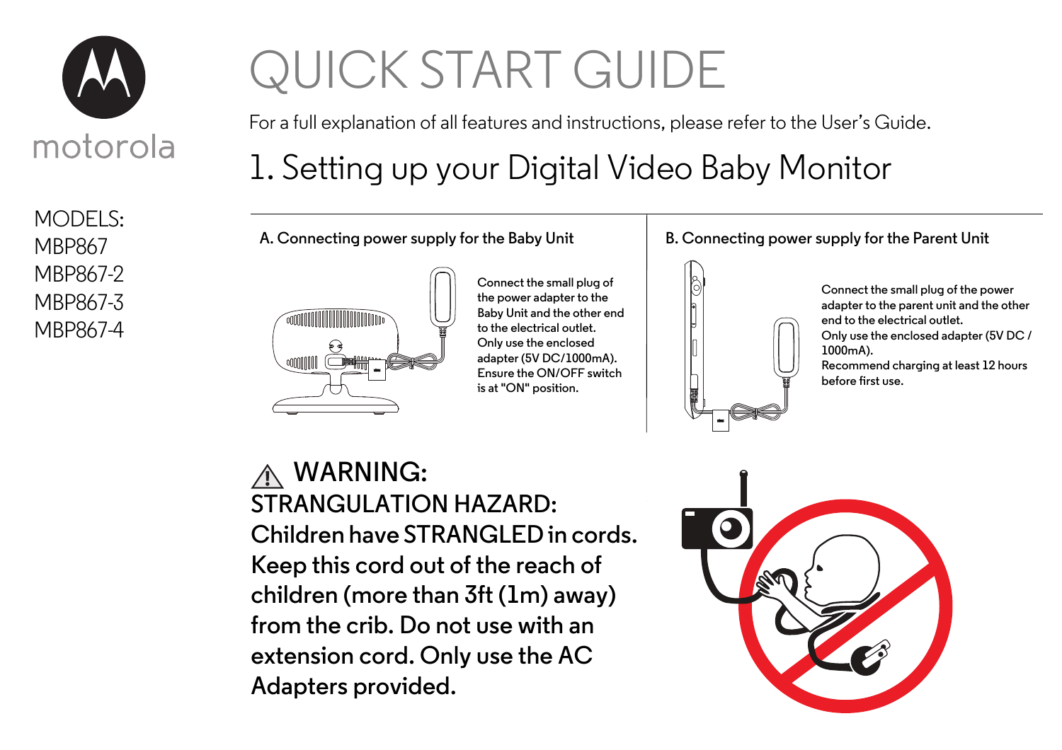motorola

MODELS:
MBP867
MBP867-2
MBP867-3
MBP867-4

# QUICK START GUIDE

For a full explanation of all features and instructions, please refer to the User's Guide.

## 1. Setting up your Digital Video Baby Monitor

### A. Connecting power supply for the Baby Unit

Connect the small plug of the power adapter to the Baby Unit and the other end to the electrical outlet.
Only use the enclosed adapter (5V DC/1000mA).
Ensure the ON/OFF switch is at "ON" position.

### B. Connecting power supply for the Parent Unit

Connect the small plug of the power adapter to the parent unit and the other end to the electrical outlet.
Only use the enclosed adapter (5V DC / 1000mA).
Recommend charging at least 12 hours before first use.

### ⚠ WARNING:

**STRANGULATION HAZARD:**
**Children have STRANGLED in cords. Keep this cord out of the reach of children (more than 3ft (1m) away) from the crib. Do not use with an extension cord. Only use the AC Adapters provided.**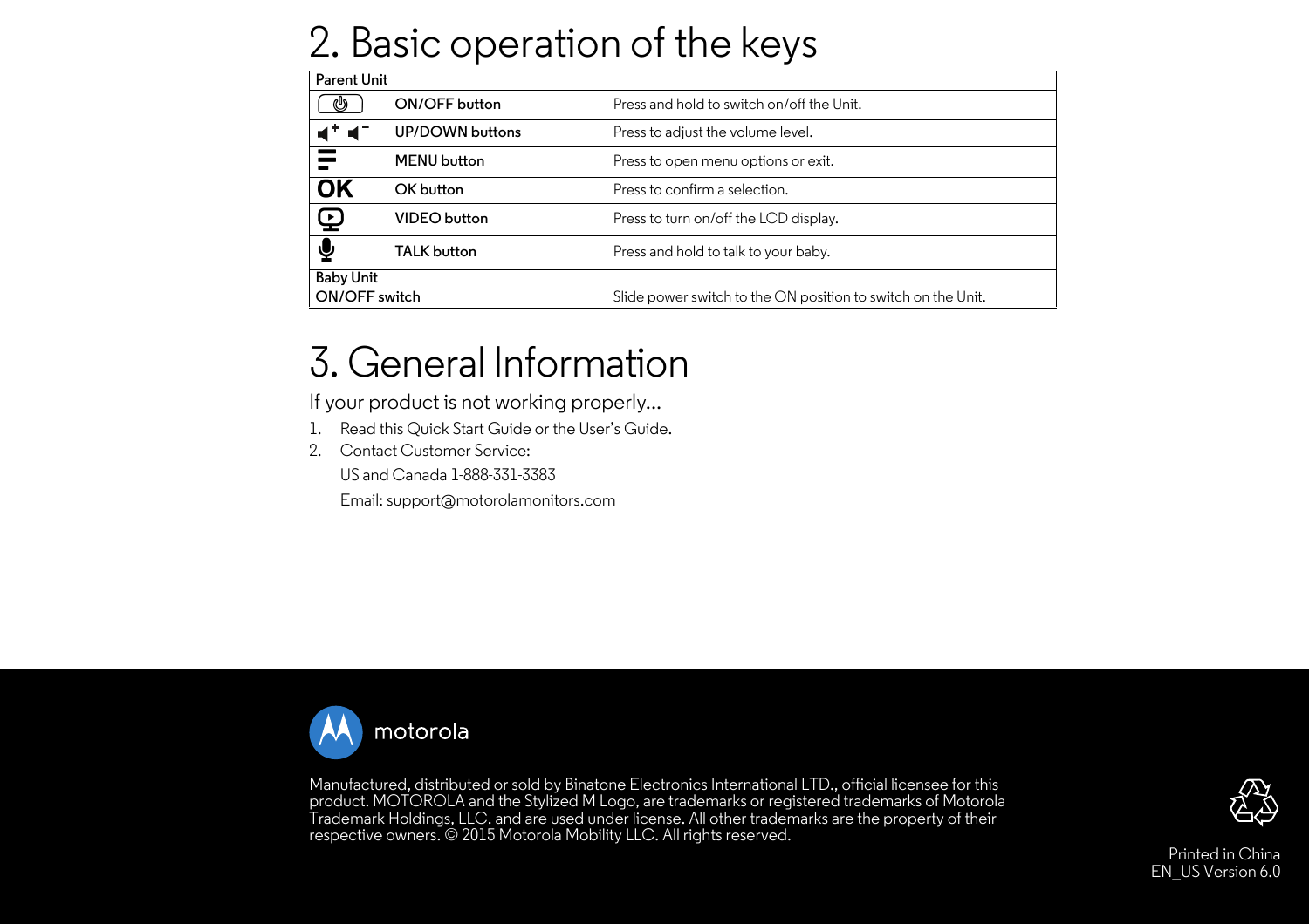# 2. Basic operation of the keys

| | | |
|---|---|---|
| **Parent Unit** | | |
| | **ON/OFF button** | Press and hold to switch on/off the Unit. |
| | **UP/DOWN buttons** | Press to adjust the volume level. |
| | **MENU button** | Press to open menu options or exit. |
| **OK** | **OK button** | Press to confirm a selection. |
| | **VIDEO button** | Press to turn on/off the LCD display. |
| | **TALK button** | Press and hold to talk to your baby. |
| **Baby Unit** | | |
| **ON/OFF switch** | | Slide power switch to the ON position to switch on the Unit. |

# 3. General Information

If your product is not working properly...

1. Read this Quick Start Guide or the User's Guide.
2. Contact Customer Service:

   US and Canada 1-888-331-3383

   Email: support@motorolamonitors.com

motorola

Manufactured, distributed or sold by Binatone Electronics International LTD., official licensee for this product. MOTOROLA and the Stylized M Logo, are trademarks or registered trademarks of Motorola Trademark Holdings, LLC. and are used under license. All other trademarks are the property of their respective owners. © 2015 Motorola Mobility LLC. All rights reserved.

Printed in China
EN_US Version 6.0